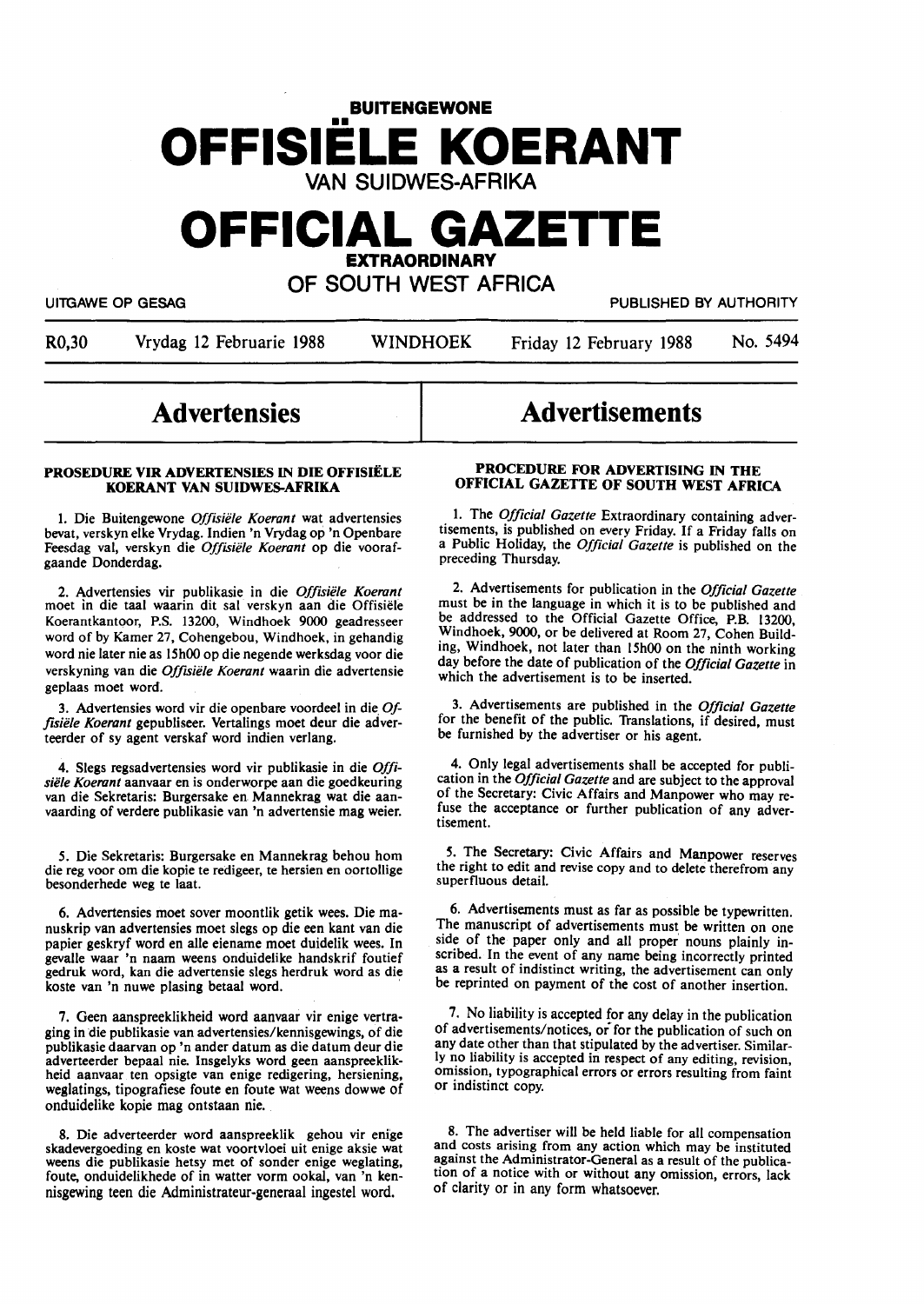# BUITENGEWONE OFFISIËLE KOERANT VAN SUIDWES-AFRIKA

# OFFICIAL GAZETTE EXTRAORDINARY OF SOUTH WEST AFRICA

UITGAWE OP GESAG — PUBLISHED BY AUTHORITY

R0,30 Vrydag 12 Februarie 1988 WINDHOEK Friday 12 February 1988 No. 5494

## Advertensies

### PROSEDURE VIR ADVERTENSIES IN DIE OFFISIËLE KOERANT VAN SUIDWES-AFRIKA

1. Die Buitengewone *Offisiële Koerant* wat advertensies bevat, verskyn elke Vrydag. Indien 'n Vrydag op 'n Openbare Feesdag val, verskyn die *Offisiële Koerant* op die voorafgaande Donderdag.

2. Advertensies vir publikasie in die *Offisiële Koerant* moet in die taal waarin dit sal verskyn aan die Offisiële Koerantkantoor, P.S. 13200, Windhoek 9000 geadresseer word of by Kamer 27, Cohengebou, Windhoek, in gehandig word nie later nie as 15h00 op die negende werksdag voor die verskyning van die *Offisiële Koerant* waarin die advertensie geplaas moet word.

3. Advertensies word vir die openbare voordeel in die *Offisiële Koerant* gepubliseer. Vertalings moet deur die adverteerder of sy agent verskaf word indien verlang.

4. Slegs regsadvertensies word vir publikasie in die *Offisiële Koerant* aanvaar en is onderworpe aan die goedkeuring van die Sekretaris: Burgersake en Mannekrag wat die aanvaarding of verdere publikasie van 'n advertensie mag weier.

5. Die Sekretaris: Burgersake en Mannekrag behou hom die reg voor om die kopie te redigeer, te hersien en oortollige besonderhede weg te laat.

6. Advertensies moet sover moontlik getik wees. Die manuskrip van advertensies moet slegs op die een kant van die papier geskryf word en alle eiename moet duidelik wees. In gevalle waar 'n naam weens onduidelike handskrif foutief gedruk word, kan die advertensie slegs herdruk word as die koste van 'n nuwe plasing betaal word.

7. Geen aanspreeklikheid word aanvaar vir enige vertraging in die publikasie van advertensies/kennisgewings, of die publikasie daarvan op 'n ander datum as die datum deur die adverteerder bepaal nie. Insgelyks word geen aanspreeklikheid aanvaar ten opsigte van enige redigering, hersiening, weglatings, tipografiese foute en foute wat weens dowwe of onduidelike kopie mag ontstaan nie.

8. Die adverteerder word aanspreeklik gehou vir enige skadevergoeding en koste wat voortvloei uit enige aksie wat weens die publikasie hetsy met of sonder enige weglating, foute, onduidelikhede of in watter vorm ookal, van 'n kennisgewing teen die Administrateur-generaal ingestel word.

## Advertisements

### PROCEDURE FOR ADVERTISING IN THE OFFICIAL GAZETTE OF SOUTH WEST AFRICA

1. The *Official Gazette* Extraordinary containing advertisements, is published on every Friday. If a Friday falls on a Public Holiday, the *Official Gazette* is published on the preceding Thursday.

2. Advertisements for publication in the *Official Gazette* must be in the language in which it is to be published and be addressed to the Official Gazette Office, P.B. 13200, Windhoek, 9000, or be delivered at Room 27, Cohen Building, Windhoek, not later than 15h00 on the ninth working day before the date of publication of the *Official Gazette* in which the advertisement is to be inserted.

3. Advertisements are published in the *Official Gazette* for the benefit of the public. Translations, if desired, must be furnished by the advertiser or his agent.

4. Only legal advertisements shall be accepted for publication in the *Official Gazette* and are subject to the approval of the Secretary: Civic Affairs and Manpower who may refuse the acceptance or further publication of any advertisement.

5. The Secretary: Civic Affairs and Manpower reserves the right to edit and revise copy and to delete therefrom any superfluous detail.

6. Advertisements must as far as possible be typewritten. The manuscript of advertisements must be written on one side of the paper only and all proper nouns plainly inscribed. In the event of any name being incorrectly printed as a result of indistinct writing, the advertisement can only be reprinted on payment of the cost of another insertion.

7. No liability is accepted for any delay in the publication of advertisements/notices, or for the publication of such on any date other than that stipulated by the advertiser. Similarly no liability is accepted in respect of any editing, revision, omission, typographical errors or errors resulting from faint or indistinct copy.

8. The advertiser will be held liable for all compensation and costs arising from any action which may be instituted against the Administrator-General as a result of the publication of a notice with or without any omission, errors, lack of clarity or in any form whatsoever.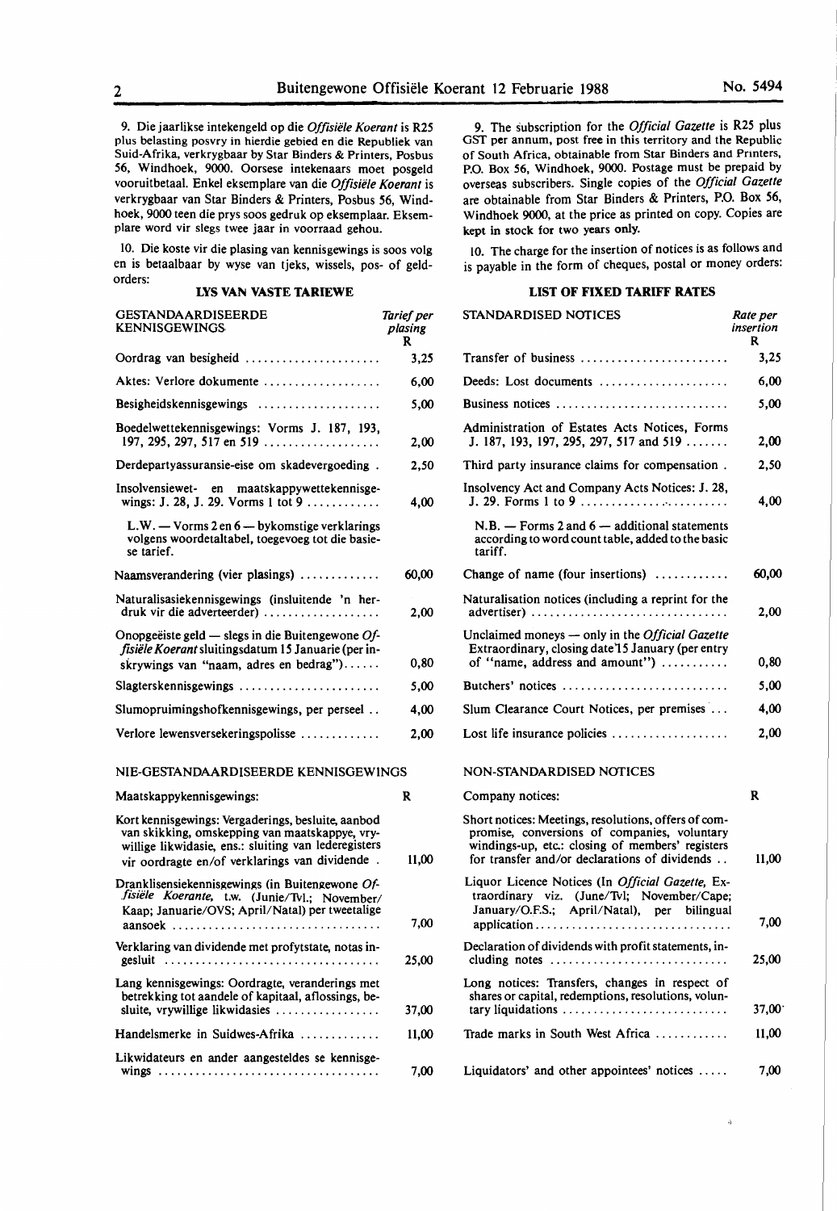9. Die jaarlikse intekengeld op die *Offisiële Koerant* is R25 plus belasting posvry in hierdie gebied en die Republiek van Suid-Afrika, verkrygbaar by Star Binders & Printers, Posbus 56, Windhoek, 9000. Oorsese intekenaars moet posgeld vooruitbetaal. Enkel eksemplare van die *Offisiële Koerant* is verkrygbaar van Star Binders & Printers, Posbus 56, Windhoek, 9000 teen die prys soos gedruk op eksemplaar. Eksemplare word vir slegs twee jaar in voorraad gehou.

10. Die koste vir die plasing van kennisgewings is soos volg en is betaalbaar by wyse van tjeks, wissels, pos- of geldorders:

**LYS VAN VASTE TARIEWE**

| GESTANDAARDISEERDE KENNISGEWINGS | Tarief per plasing R |
|---|---|
| Oordrag van besigheid | 3,25 |
| Aktes: Verlore dokumente | 6,00 |
| Besigheidskennisgewings | 5,00 |
| Boedelwettekennisgewings: Vorms J. 187, 193, 197, 295, 297, 517 en 519 | 2,00 |
| Derdepartyassuransie-eise om skadevergoeding | 2,50 |
| Insolvensiewet- en maatskappywettekennisgewings: J. 28, J. 29. Vorms 1 tot 9 | 4,00 |
| L.W. — Vorms 2 en 6 — bykomstige verklarings volgens woordetaltabel, toegevoeg tot die basiese tarief. | |
| Naamsverandering (vier plasings) | 60,00 |
| Naturalisasiekennisgewings (insluitende 'n herdruk vir die adverteerder) | 2,00 |
| Onopgeëiste geld — slegs in die Buitengewone *Offisiële Koerant* sluitingsdatum 15 Januarie (per inskrywings van "naam, adres en bedrag") | 0,80 |
| Slagterskennisgewings | 5,00 |
| Slumopruimingshofkennisgewings, per perseel | 4,00 |
| Verlore lewensversekeringspolisse | 2,00 |

NIE-GESTANDAARDISEERDE KENNISGEWINGS

| Maatskappykennisgewings: | R |
|---|---|
| Kort kennisgewings: Vergaderings, besluite, aanbod van skikking, omskepping van maatskappye, vrywillige likwidasie, ens.: sluiting van lederegisters vir oordragte en/of verklarings van dividende | 11,00 |
| Dranklisensiekennisgewings (in Buitengewone *Offisiële Koerante*, t.w. (Junie/Tvl.; November/Kaap; Januarie/OVS; April/Natal) per tweetalige aansoek | 7,00 |
| Verklaring van dividende met profytstate, notas ingesluit | 25,00 |
| Lang kennisgewings: Oordragte, veranderings met betrekking tot aandele of kapitaal, aflossings, besluite, vrywillige likwidasies | 37,00 |
| Handelsmerke in Suidwes-Afrika | 11,00 |
| Likwidateurs en ander aangesteldes se kennisgewings | 7,00 |

9. The subscription for the *Official Gazette* is R25 plus GST per annum, post free in this territory and the Republic of South Africa, obtainable from Star Binders and Printers, P.O. Box 56, Windhoek, 9000. Postage must be prepaid by overseas subscribers. Single copies of the *Official Gazette* are obtainable from Star Binders & Printers, P.O. Box 56, Windhoek 9000, at the price as printed on copy. Copies are kept in stock for two years only.

10. The charge for the insertion of notices is as follows and is payable in the form of cheques, postal or money orders:

**LIST OF FIXED TARIFF RATES**

| STANDARDISED NOTICES | Rate per insertion R |
|---|---|
| Transfer of business | 3,25 |
| Deeds: Lost documents | 6,00 |
| Business notices | 5,00 |
| Administration of Estates Acts Notices, Forms J. 187, 193, 197, 295, 297, 517 and 519 | 2,00 |
| Third party insurance claims for compensation | 2,50 |
| Insolvency Act and Company Acts Notices: J. 28, J. 29. Forms 1 to 9 | 4,00 |
| N.B. — Forms 2 and 6 — additional statements according to word count table, added to the basic tariff. | |
| Change of name (four insertions) | 60,00 |
| Naturalisation notices (including a reprint for the advertiser) | 2,00 |
| Unclaimed moneys — only in the *Official Gazette* Extraordinary, closing date 15 January (per entry of "name, address and amount") | 0,80 |
| Butchers' notices | 5,00 |
| Slum Clearance Court Notices, per premises | 4,00 |
| Lost life insurance policies | 2,00 |

NON-STANDARDISED NOTICES

| Company notices: | R |
|---|---|
| Short notices: Meetings, resolutions, offers of compromise, conversions of companies, voluntary windings-up, etc.: closing of members' registers for transfer and/or declarations of dividends | 11,00 |
| Liquor Licence Notices (In *Official Gazette*, Extraordinary viz. (June/Tvl; November/Cape; January/O.F.S.; April/Natal), per bilingual application | 7,00 |
| Declaration of dividends with profit statements, including notes | 25,00 |
| Long notices: Transfers, changes in respect of shares or capital, redemptions, resolutions, voluntary liquidations | 37,00 |
| Trade marks in South West Africa | 11,00 |
| Liquidators' and other appointees' notices | 7,00 |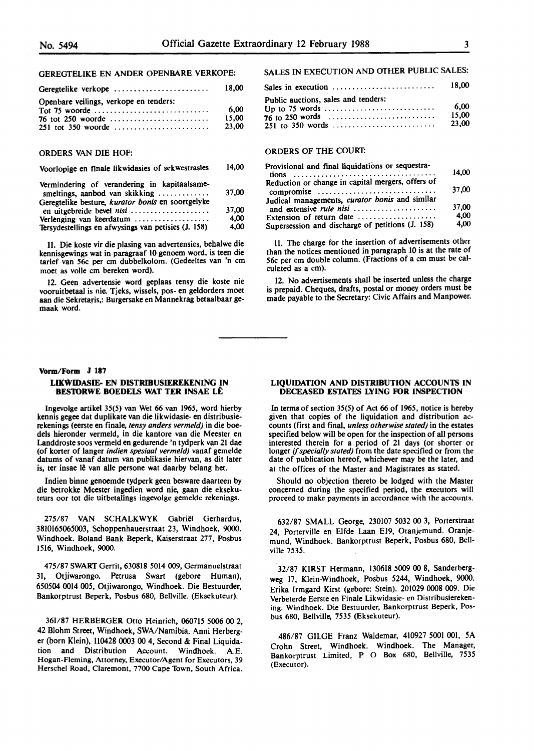GEREGTELIKE EN ANDER OPENBARE VERKOPE:

| | |
|---|---|
| Geregtelike verkope | 18,00 |
| Openbare veilings, verkope en tenders: | |
| Tot 75 woorde | 6,00 |
| 76 tot 250 woorde | 15,00 |
| 251 tot 350 woorde | 23,00 |

ORDERS VAN DIE HOF:

| | |
|---|---|
| Voorlopige en finale likwidasies of sekwestrasies | 14,00 |
| Vermindering of verandering in kapitaalsamesmeltings, aanbod van skikking | 37,00 |
| Geregtelike besture, *kurator bonis* en soortgelyke en uitgebreide bevel *nisi* | 37,00 |
| Verlenging van keerdatum | 4,00 |
| Tersydestellings en afwysings van petisies (J. 158) | 4,00 |

11. Die koste vir die plasing van advertensies, behalwe die kennisgewings wat in paragraaf 10 genoem word, is teen die tarief van 56c per cm dubbelkolom. (Gedeeltes van 'n cm moet as volle cm bereken word).

12. Geen advertensie word geplaas tensy die koste nie vooruitbetaal is nie. Tjeks, wissels, pos- en geldorders moet aan die Sekretaris,: Burgersake en Mannekrag betaalbaar gemaak word.

SALES IN EXECUTION AND OTHER PUBLIC SALES:

| | |
|---|---|
| Sales in execution | 18,00 |
| Public auctions, sales and tenders: | |
| Up to 75 words | 6,00 |
| 76 to 250 words | 15,00 |
| 251 to 350 words | 23,00 |

ORDERS OF THE COURT:

| | |
|---|---|
| Provisional and final liquidations or sequestrations | 14,00 |
| Reduction or change in capital mergers, offers of compromise | 37,00 |
| Judical managements, *curator bonis* and similar and extensive *rule nisi* | 37,00 |
| Extension of return date | 4,00 |
| Supersession and discharge of petitions (J. 158) | 4,00 |

11. The charge for the insertion of advertisements other than the notices mentioned in paragraph 10 is at the rate of 56c per cm double column. (Fractions of a cm must be calculated as a cm).

12. No advertisements shall be inserted unless the charge is prepaid. Cheques, drafts, postal or money orders must be made payable to the Secretary: Civic Affairs and Manpower.

**Vorm/Form J 187**

### LIKWIDASIE- EN DISTRIBUSIEREKENING IN BESTORWE BOEDELS WAT TER INSAE LÊ

Ingevolge artikel 35(5) van Wet 66 van 1965, word hierby kennis gegee dat duplikate van die likwidasie- en distribusierekenings (eerste en finale, *tensy anders vermeld*) in die boedels hieronder vermeld, in die kantore van die Meester en Landdroste soos vermeld en gedurende 'n tydperk van 21 dae (of korter of langer *indien spesiaal vermeld*) vanaf gemelde datums of vanaf datum van publikasie hiervan, as dit later is, ter insae lê van alle persone wat daarby belang het.

Indien binne genoemde tydperk geen besware daarteen by die betrokke Meester ingedien word nie, gaan die eksekuteurs oor tot die uitbetalings ingevolge gemelde rekenings.

275/87 VAN SCHALKWYK Gabriël Gerhardus, 3810165065003, Schoppenhauerstraat 23, Windhoek, 9000. Windhoek. Boland Bank Beperk, Kaiserstraat 277, Posbus 1516, Windhoek, 9000.

475/87 SWART Gerrit, 630818 5014 009, Germanuelstraat 31, Otjiwarongo. Petrusa Swart (gebore Human), 650504 0014 005, Otjiwarongo, Windhoek. Die Bestuurder, Bankorptrust Beperk, Posbus 680, Bellville. (Eksekuteur).

361/87 HERBERGER Otto Heinrich, 060715 5006 00 2, 42 Blohm Street, Windhoek, SWA/Namibia. Anni Herberger (born Klein), 110428 0003 00 4, Second & Final Liquidation and Distribution Account. Windhoek. A.E. Hogan-Fleming, Attorney, Executor/Agent for Executors, 39 Herschel Road, Claremont, 7700 Cape Town, South Africa.

### LIQUIDATION AND DISTRIBUTION ACCOUNTS IN DECEASED ESTATES LYING FOR INSPECTION

In terms of section 35(5) of Act 66 of 1965, notice is hereby given that copies of the liquidation and distribution accounts (first and final, *unless otherwise stated*) in the estates specified below will be open for the inspection of all persons interested therein for a period of 21 days (or shorter or longer *if specially stated*) from the date specified or from the date of publication hereof, whichever may be the later, and at the offices of the Master and Magistrates as stated.

Should no objection thereto be lodged with the Master concerned during the specified period, the executors will proceed to make payments in accordance with the accounts.

632/87 SMALL George, 230107 5032 00 3, Porterstraat 24, Porterville en Elfde Laan E19, Oranjemund. Oranjemund, Windhoek. Bankorptrust Beperk, Posbus 680, Bellville 7535.

32/87 KIRST Hermann, 130618 5009 00 8, Sanderbergweg 17, Klein-Windhoek, Posbus 5244, Windhoek, 9000. Erika Irmgard Kirst (gebore: Stein). 201029 0008 009. Die Verbeterde Eerste en Finale Likwidasie- en Distribusierekening. Windhoek. Die Bestuurder, Bankorptrust Beperk, Posbus 680, Bellville, 7535 (Eksekuteur).

486/87 GILGE Franz Waldemar, 410927 5001 001, 5A Crohn Street, Windhoek. Windhoek. The Manager, Bankorptrust Limited, P O Box 680, Bellville, 7535 (Executor).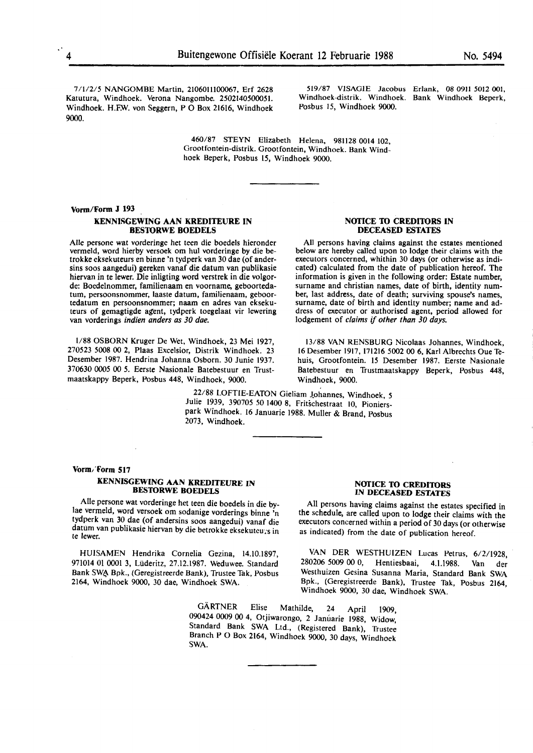7/1/2/5 NANGOMBE Martin, 2106011100067, Erf 2628 Katutura, Windhoek. Verona Nangombe. 2502140500051. Windhoek. H.F.W. von Seggern, P O Box 21616, Windhoek 9000.

519/87 VISAGIE Jacobus Erlank, 08 0911 5012 001, Windhoek-distrik. Windhoek. Bank Windhoek Beperk, Posbus 15, Windhoek 9000.

460/87 STEYN Elizabeth Helena, 981128 0014 102, Grootfontein-distrik. Grootfontein, Windhoek. Bank Windhoek Beperk, Posbus 15, Windhoek 9000.

---

**Vorm/Form J 193**

### KENNISGEWING AAN KREDITEURE IN BESTORWE BOEDELS

Alle persone wat vorderinge het teen die boedels hieronder vermeld, word hierby versoek om hul vorderinge by die betrokke eksekuteurs en binne 'n tydperk van 30 dae (of andersins soos aangedui) gereken vanaf die datum van publikasie hiervan in te lewer. Die inligting word verstrek in die volgorde: Boedelnommer, familienaam en voorname, geboortedatum, persoonsnommer, laaste datum, familienaam, geboortedatum en persoonsnommer; naam en adres van eksekuteurs of gemagtigde agent, tydperk toegelaat vir lewering van vorderings *indien anders as 30 dae.*

### NOTICE TO CREDITORS IN DECEASED ESTATES

All persons having claims against the estates mentioned below are hereby called upon to lodge their claims with the executors concerned, whithin 30 days (or otherwise as indicated) calculated from the date of publication hereof. The information is given in the following order: Estate number, surname and christian names, date of birth, identity number, last address, date of death; surviving spouse's names, surname, date of birth and identity number; name and address of executor or authorised agent, period allowed for lodgement of *claims if other than 30 days.*

1/88 OSBORN Kruger De Wet, Windhoek, 23 Mei 1927, 270523 5008 00 2, Plaas Excelsior, Distrik Windhoek. 23 Desember 1987. Hendrina Johanna Osborn. 30 Junie 1937. 370630 0005 00 5. Eerste Nasionale Batebestuur en Trustmaatskappy Beperk, Posbus 448, Windhoek, 9000.

13/88 VAN RENSBURG Nicolaas Johannes, Windhoek, 16 Desember 1917, 171216 5002 00 6, Karl Albrechts Oue Tehuis, Grootfontein. 15 Desember 1987. Eerste Nasionale Batebestuur en Trustmaatskappy Beperk, Posbus 448, Windhoek, 9000.

22/88 LOFTIE-EATON Gieliam Johannes, Windhoek, 5 Julie 1939, 390705 50 1400 8, Fritschestraat 10, Pionierspark Windhoek. 16 Januarie 1988. Muller & Brand, Posbus 2073, Windhoek.

---

**Vorm/Form 517**

### KENNISGEWING AAN KREDITEURE IN BESTORWE BOEDELS

Alle persone wat vorderinge het teen die boedels in die bylae vermeld, word versoek om sodanige vorderings binne 'n tydperk van 30 dae (of andersins soos aangedui) vanaf die datum van publikasie hiervan by die betrokke eksekuteurs in te lewer.

### NOTICE TO CREDITORS IN DECEASED ESTATES

All persons having claims against the estates specified in the schedule, are called upon to lodge their claims with the executors concerned within a period of 30 days (or otherwise as indicated) from the date of publication hereof.

HUISAMEN Hendrika Cornelia Gezina, 14.10.1897, 971014 01 0001 3, Lüderitz, 27.12.1987. Weduwee. Standard Bank SWA Bpk., (Geregistreerde Bank), Trustee Tak, Posbus 2164, Windhoek 9000, 30 dae, Windhoek SWA.

VAN DER WESTHUIZEN Lucas Petrus, 6/2/1928, 280206 5009 00 0, Hentiesbaai, 4.1.1988. Van der Westhuizen Gesina Susanna Maria, Standard Bank SWA Bpk., (Geregistreerde Bank), Trustee Tak, Posbus 2164, Windhoek 9000, 30 dae, Windhoek SWA.

GÄRTNER Elise Mathilde, 24 April 1909, 090424 0009 00 4, Otjiwarongo, 2 Januarie 1988, Widow, Standard Bank SWA Ltd., (Registered Bank), Trustee Branch P O Box 2164, Windhoek 9000, 30 days, Windhoek SWA.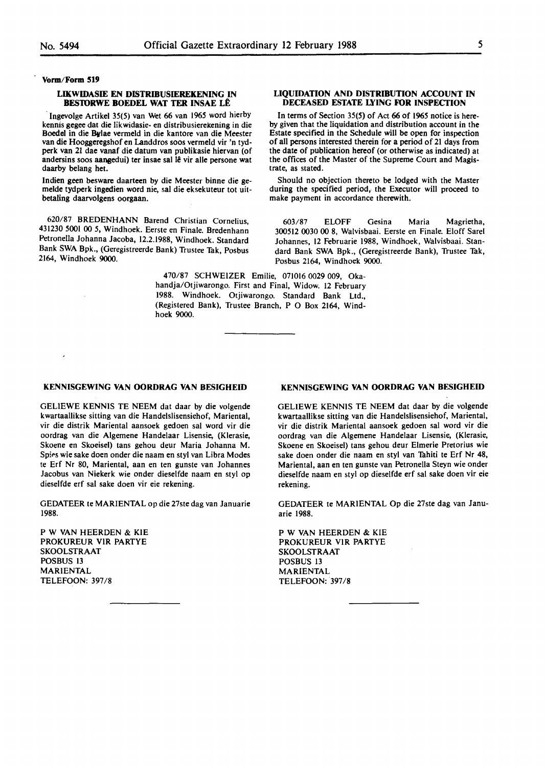**Vorm/Form 519**

### LIKWIDASIE EN DISTRIBUSIEREKENING IN BESTORWE BOEDEL WAT TER INSAE LÊ

Ingevolge Artikel 35(5) van Wet 66 van 1965 word hierby kennis gegee dat die likwidasie- en distribusierekening in die Boedel in die Bylae vermeld in die kantore van die Meester van die Hooggeregshof en Landdros soos vermeld vir 'n tydperk van 21 dae vanaf die datum van publikasie hiervan (of andersins soos aangedui) ter insae sal lê vir alle persone wat daarby belang het.

Indien geen besware daarteen by die Meester binne die gemelde tydperk ingedien word nie, sal die eksekuteur tot uitbetaling daarvolgens oorgaan.

620/87 BREDENHANN Barend Christian Cornelius, 431230 5001 00 5, Windhoek. Eerste en Finale. Bredenhann Petronella Johanna Jacoba, 12.2.1988, Windhoek. Standard Bank SWA Bpk., (Geregistreerde Bank) Trustee Tak, Posbus 2164, Windhoek 9000.

### LIQUIDATION AND DISTRIBUTION ACCOUNT IN DECEASED ESTATE LYING FOR INSPECTION

In terms of Section 35(5) of Act 66 of 1965 notice is hereby given that the liquidation and distribution account in the Estate specified in the Schedule will be open for inspection of all persons interested therein for a period of 21 days from the date of publication hereof (or otherwise as indicated) at the offices of the Master of the Supreme Court and Magistrate, as stated.

Should no objection thereto be lodged with the Master during the specified period, the Executor will proceed to make payment in accordance therewith.

603/87 ELOFF Gesina Maria Magrietha, 300512 0030 00 8, Walvisbaai. Eerste en Finale. Eloff Sarel Johannes, 12 Februarie 1988, Windhoek, Walvisbaai. Standard Bank SWA Bpk., (Geregistreerde Bank), Trustee Tak, Posbus 2164, Windhoek 9000.

470/87 SCHWEIZER Emilie, 071016 0029 009, Okahandja/Otjiwarongo. First and Final, Widow. 12 February 1988. Windhoek. Otjiwarongo. Standard Bank Ltd., (Registered Bank), Trustee Branch, P O Box 2164, Windhoek 9000.

---

### KENNISGEWING VAN OORDRAG VAN BESIGHEID

GELIEWE KENNIS TE NEEM dat daar by die volgende kwartaallikse sitting van die Handelslisensiehof, Mariental, vir die distrik Mariental aansoek gedoen sal word vir die oordrag van die Algemene Handelaar Lisensie, (Klerasie, Skoene en Skoeisel) tans gehou deur Maria Johanna M. Spies wie sake doen onder die naam en styl van Libra Modes te Erf Nr 80, Mariental, aan en ten gunste van Johannes Jacobus van Niekerk wie onder dieselfde naam en styl op dieselfde erf sal sake doen vir eie rekening.

GEDATEER te MARIENTAL op die 27ste dag van Januarie 1988.

P W VAN HEERDEN & KIE
PROKUREUR VIR PARTYE
SKOOLSTRAAT
POSBUS 13
MARIENTAL
TELEFOON: 397/8

---

### KENNISGEWING VAN OORDRAG VAN BESIGHEID

GELIEWE KENNIS TE NEEM dat daar by die volgende kwartaallikse sitting van die Handelslisensiehof, Mariental, vir die distrik Mariental aansoek gedoen sal word vir die oordrag van die Algemene Handelaar Lisensie, (Klerasie, Skoene en Skoeisel) tans gehou deur Elmerie Pretorius wie sake doen onder die naam en styl van Tahiti te Erf Nr 48, Mariental, aan en ten gunste van Petronella Steyn wie onder dieselfde naam en styl op dieselfde erf sal sake doen vir eie rekening.

GEDATEER te MARIENTAL Op die 27ste dag van Januarie 1988.

P W VAN HEERDEN & KIE
PROKUREUR VIR PARTYE
SKOOLSTRAAT
POSBUS 13
MARIENTAL
TELEFOON: 397/8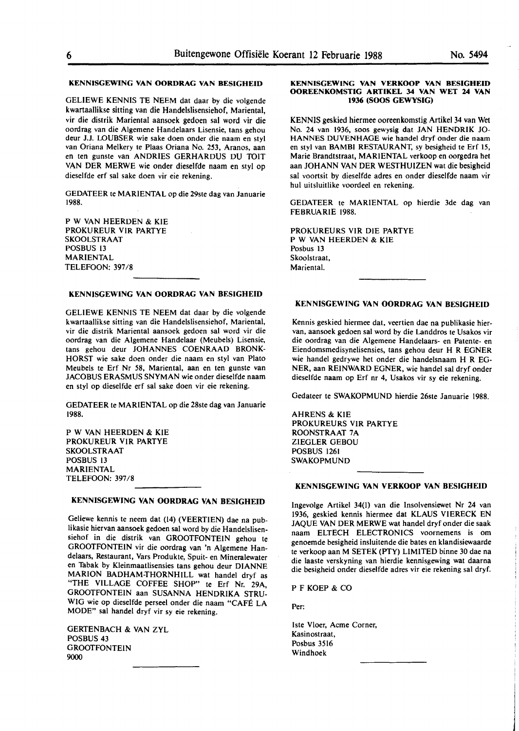## KENNISGEWING VAN OORDRAG VAN BESIGHEID

GELIEWE KENNIS TE NEEM dat daar by die volgende kwartaallikse sitting van die Handelslisensiehof, Mariental, vir die distrik Mariental aansoek gedoen sal word vir die oordrag van die Algemene Handelaars Lisensie, tans gehou deur J.J. LOUBSER wie sake doen onder die naam en styl van Oriana Melkery te Plaas Oriana No. 253, Aranos, aan en ten gunste van ANDRIES GERHARDUS DU TOIT VAN DER MERWE wie onder dieselfde naam en styl op dieselfde erf sal sake doen vir eie rekening.

GEDATEER te MARIENTAL op die 29ste dag van Januarie 1988.

P W VAN HEERDEN & KIE
PROKUREUR VIR PARTYE
SKOOLSTRAAT
POSBUS 13
MARIENTAL
TELEFOON: 397/8

---

## KENNISGEWING VAN OORDRAG VAN BESIGHEID

GELIEWE KENNIS TE NEEM dat daar by die volgende kwartaallikse sitting van die Handelslisensiehof, Mariental, vir die distrik Mariental aansoek gedoen sal word vir die oordrag van die Algemene Handelaar (Meubels) Lisensie, tans gehou deur JOHANNES COENRAAD BRONKHORST wie sake doen onder die naam en styl van Plato Meubels te Erf Nr 58, Mariental, aan en ten gunste van JACOBUS ERASMUS SNYMAN wie onder dieselfde naam en styl op dieselfde erf sal sake doen vir eie rekening.

GEDATEER te MARIENTAL op die 28ste dag van Januarie 1988.

P W VAN HEERDEN & KIE
PROKUREUR VIR PARTYE
SKOOLSTRAAT
POSBUS 13
MARIENTAL
TELEFOON: 397/8

---

## KENNISGEWING VAN OORDRAG VAN BESIGHEID

Geliewe kennis te neem dat (14) (VEERTIEN) dae na publikasie hiervan aansoek gedoen sal word by die Handelslisensiehof in die distrik van GROOTFONTEIN gehou te GROOTFONTEIN vir die oordrag van 'n Algemene Handelaars, Restaurant, Vars Produkte, Spuit- en Mineralewater en Tabak by Kleinmaatlisensies tans gehou deur DIANNE MARION BADHAM-THORNHILL wat handel dryf as "THE VILLAGE COFFEE SHOP" te Erf Nr. 29A, GROOTFONTEIN aan SUSANNA HENDRIKA STRUWIG wie op dieselfde perseel onder die naam "CAFÉ LA MODE" sal handel dryf vir sy eie rekening.

GERTENBACH & VAN ZYL
POSBUS 43
GROOTFONTEIN
9000

---

## KENNISGEWING VAN VERKOOP VAN BESIGHEID OOREENKOMSTIG ARTIKEL 34 VAN WET 24 VAN 1936 (SOOS GEWYSIG)

KENNIS geskied hiermee ooreenkomstig Artikel 34 van Wet No. 24 van 1936, soos gewysig dat JAN HENDRIK JOHANNES DUVENHAGE wie handel dryf onder die naam en styl van BAMBI RESTAURANT, sy besigheid te Erf 15, Marie Brandtstraat, MARIENTAL verkoop en oorgedra het aan JOHANN VAN DER WESTHUIZEN wat die besigheid sal voortsit by dieselfde adres en onder dieselfde naam vir hul uitsluitlike voordeel en rekening.

GEDATEER te MARIENTAL op hierdie 3de dag van FEBRUARIE 1988.

PROKUREURS VIR DIE PARTYE
P W VAN HEERDEN & KIE
Posbus 13
Skoolstraat,
Mariental.

---

## KENNISGEWING VAN OORDRAG VAN BESIGHEID

Kennis geskied hiermee dat, veertien dae na publikasie hiervan, aansoek gedoen sal word by die Landdros te Usakos vir die oordrag van die Algemene Handelaars- en Patente- en Eiendomsmedisynelisensies, tans gehou deur H R EGNER wie handel gedrywe het onder die handelsnaam H R EGNER, aan REINWARD EGNER, wie handel sal dryf onder dieselfde naam op Erf nr 4, Usakos vir sy eie rekening.

Gedateer te SWAKOPMUND hierdie 26ste Januarie 1988.

AHRENS & KIE
PROKUREURS VIR PARTYE
ROONSTRAAT 7A
ZIEGLER GEBOU
POSBUS 1261
SWAKOPMUND

---

## KENNISGEWING VAN VERKOOP VAN BESIGHEID

Ingevolge Artikel 34(1) van die Insolvensiewet Nr 24 van 1936, geskied kennis hiermee dat KLAUS VIERECK EN JAQUE VAN DER MERWE wat handel dryf onder die saak naam ELTECH ELECTRONICS voornemens is om genoemde besigheid insluitende die bates en klandisiewaarde te verkoop aan M SETEK (PTY) LIMITED binne 30 dae na die laaste verskyning van hierdie kennisgewing wat daarna die besigheid onder dieselfde adres vir eie rekening sal dryf.

P F KOEP & CO

Per:

1ste Vloer, Acme Corner,
Kasinostraat,
Posbus 3516
Windhoek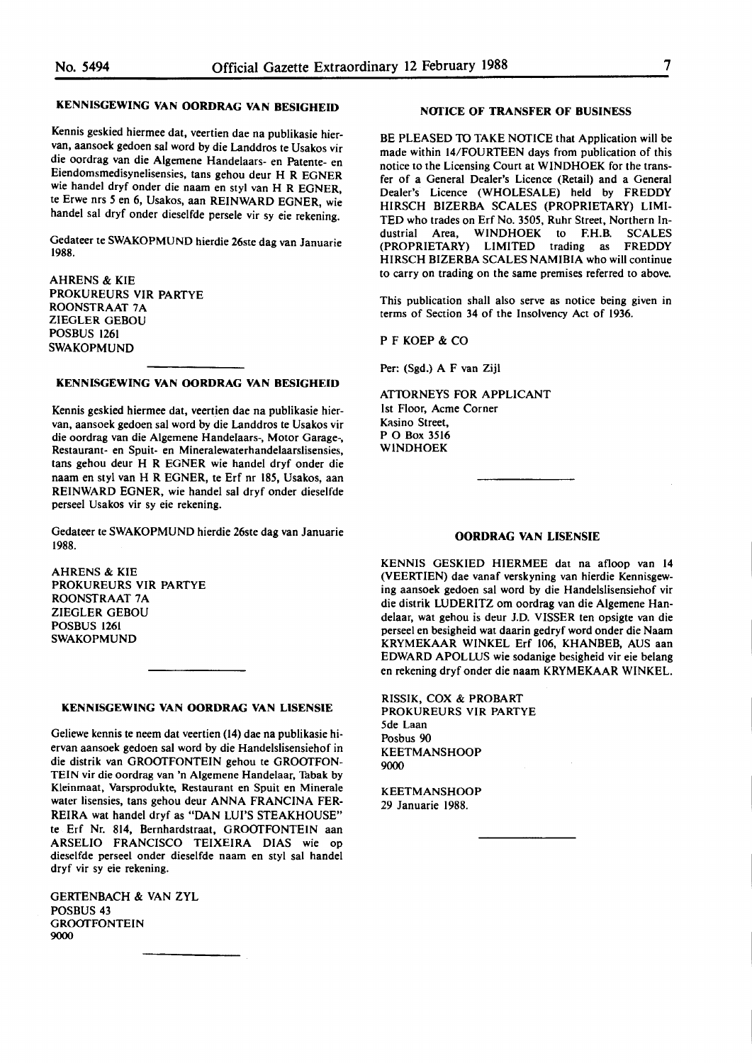### KENNISGEWING VAN OORDRAG VAN BESIGHEID

Kennis geskied hiermee dat, veertien dae na publikasie hiervan, aansoek gedoen sal word by die Landdros te Usakos vir die oordrag van die Algemene Handelaars- en Patente- en Eiendomsmedisynelisensies, tans gehou deur H R EGNER wie handel dryf onder die naam en styl van H R EGNER, te Erwe nrs 5 en 6, Usakos, aan REINWARD EGNER, wie handel sal dryf onder dieselfde persele vir sy eie rekening.

Gedateer te SWAKOPMUND hierdie 26ste dag van Januarie 1988.

AHRENS & KIE
PROKUREURS VIR PARTYE
ROONSTRAAT 7A
ZIEGLER GEBOU
POSBUS 1261
SWAKOPMUND

---

### KENNISGEWING VAN OORDRAG VAN BESIGHEID

Kennis geskied hiermee dat, veertien dae na publikasie hiervan, aansoek gedoen sal word by die Landdros te Usakos vir die oordrag van die Algemene Handelaars-, Motor Garage-, Restaurant- en Spuit- en Mineralewaterhandelaarslisensies, tans gehou deur H R EGNER wie handel dryf onder die naam en styl van H R EGNER, te Erf nr 185, Usakos, aan REINWARD EGNER, wie handel sal dryf onder dieselfde perseel Usakos vir sy eie rekening.

Gedateer te SWAKOPMUND hierdie 26ste dag van Januarie 1988.

AHRENS & KIE
PROKUREURS VIR PARTYE
ROONSTRAAT 7A
ZIEGLER GEBOU
POSBUS 1261
SWAKOPMUND

---

### KENNISGEWING VAN OORDRAG VAN LISENSIE

Geliewe kennis te neem dat veertien (14) dae na publikasie hiervan aansoek gedoen sal word by die Handelslisensiehof in die distrik van GROOTFONTEIN gehou te GROOTFONTEIN vir die oordrag van 'n Algemene Handelaar, Tabak by Kleinmaat, Varsprodukte, Restaurant en Spuit en Minerale water lisensies, tans gehou deur ANNA FRANCINA FERREIRA wat handel dryf as "DAN LUI'S STEAKHOUSE" te Erf Nr. 814, Bernhardstraat, GROOTFONTEIN aan ARSELIO FRANCISCO TEIXEIRA DIAS wie op dieselfde perseel onder dieselfde naam en styl sal handel dryf vir sy eie rekening.

GERTENBACH & VAN ZYL
POSBUS 43
GROOTFONTEIN
9000

---

### NOTICE OF TRANSFER OF BUSINESS

BE PLEASED TO TAKE NOTICE that Application will be made within 14/FOURTEEN days from publication of this notice to the Licensing Court at WINDHOEK for the transfer of a General Dealer's Licence (Retail) and a General Dealer's Licence (WHOLESALE) held by FREDDY HIRSCH BIZERBA SCALES (PROPRIETARY) LIMITED who trades on Erf No. 3505, Ruhr Street, Northern Industrial Area, WINDHOEK to F.H.B. SCALES (PROPRIETARY) LIMITED trading as FREDDY HIRSCH BIZERBA SCALES NAMIBIA who will continue to carry on trading on the same premises referred to above.

This publication shall also serve as notice being given in terms of Section 34 of the Insolvency Act of 1936.

P F KOEP & CO

Per: (Sgd.) A F van Zijl

ATTORNEYS FOR APPLICANT
1st Floor, Acme Corner
Kasino Street,
P O Box 3516
WINDHOEK

---

### OORDRAG VAN LISENSIE

KENNIS GESKIED HIERMEE dat na afloop van 14 (VEERTIEN) dae vanaf verskyning van hierdie Kennisgewing aansoek gedoen sal word by die Handelslisensiehof vir die distrik LUDERITZ om oordrag van die Algemene Handelaar, wat gehou is deur J.D. VISSER ten opsigte van die perseel en besigheid wat daarin gedryf word onder die Naam KRYMEKAAR WINKEL Erf 106, KHANBEB, AUS aan EDWARD APOLLUS wie sodanige besigheid vir eie belang en rekening dryf onder die naam KRYMEKAAR WINKEL.

RISSIK, COX & PROBART
PROKUREURS VIR PARTYE
5de Laan
Posbus 90
KEETMANSHOOP
9000

KEETMANSHOOP
29 Januarie 1988.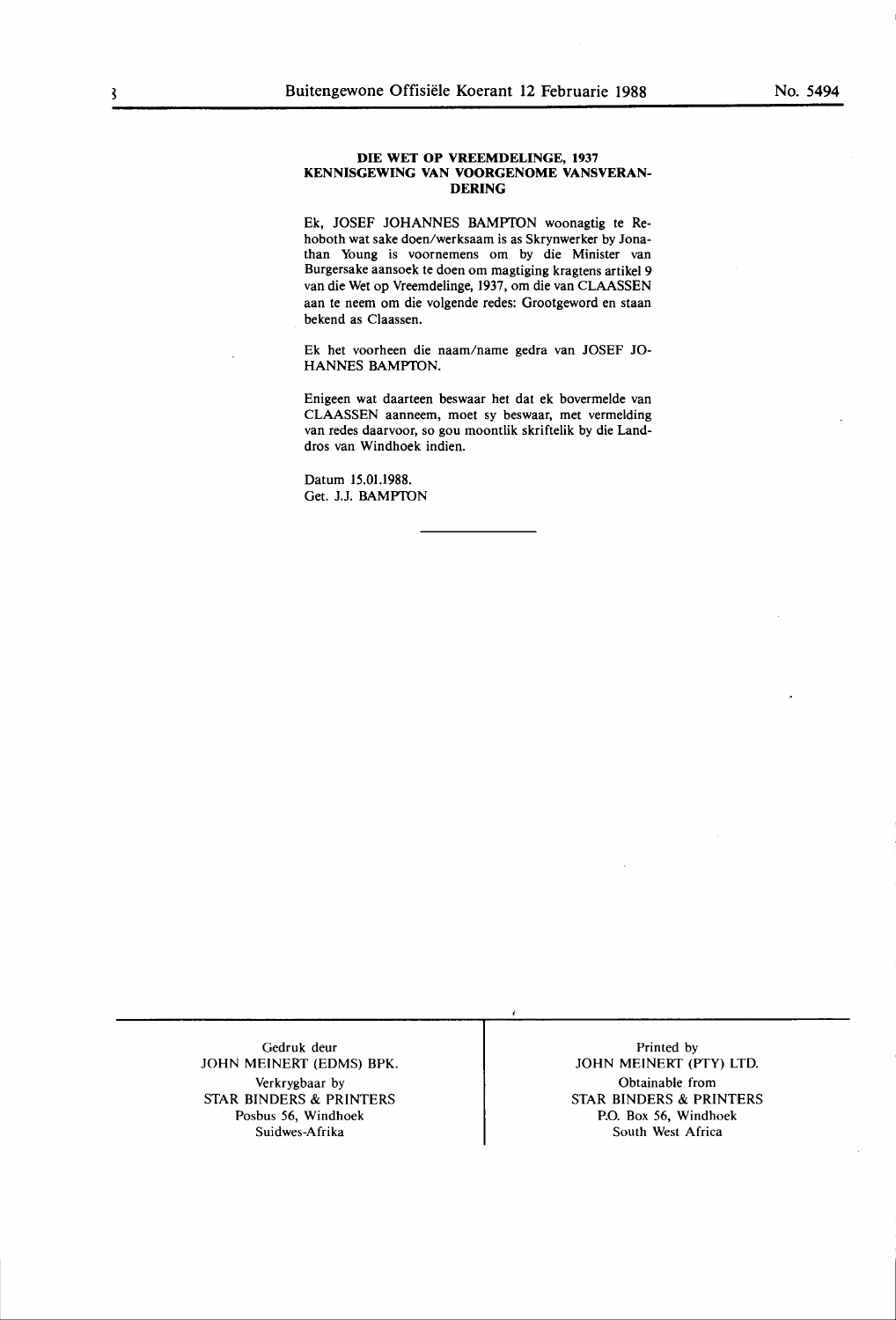**DIE WET OP VREEMDELINGE, 1937**
**KENNISGEWING VAN VOORGENOME VANSVERANDERING**

Ek, JOSEF JOHANNES BAMPTON woonagtig te Rehoboth wat sake doen/werksaam is as Skrynwerker by Jonathan Young is voornemens om by die Minister van Burgersake aansoek te doen om magtiging kragtens artikel 9 van die Wet op Vreemdelinge, 1937, om die van CLAASSEN aan te neem om die volgende redes: Grootgeword en staan bekend as Claassen.

Ek het voorheen die naam/name gedra van JOSEF JOHANNES BAMPTON.

Enigeen wat daarteen beswaar het dat ek bovermelde van CLAASSEN aanneem, moet sy beswaar, met vermelding van redes daarvoor, so gou moontlik skriftelik by die Landdros van Windhoek indien.

Datum 15.01.1988.
Get. J.J. BAMPTON

---

Gedruk deur
JOHN MEINERT (EDMS) BPK.
Verkrygbaar by
STAR BINDERS & PRINTERS
Posbus 56, Windhoek
Suidwes-Afrika

Printed by
JOHN MEINERT (PTY) LTD.
Obtainable from
STAR BINDERS & PRINTERS
P.O. Box 56, Windhoek
South West Africa